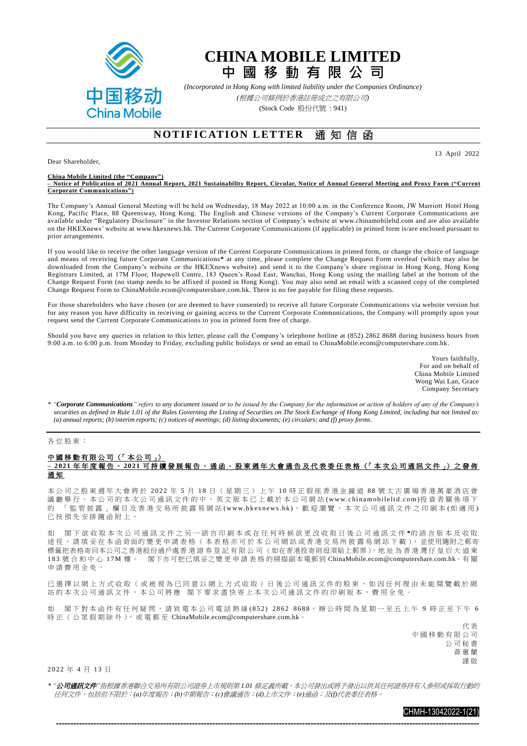# CHINA MOBILE LIMITED
# 中國移動有限公司

*(Incorporated in Hong Kong with limited liability under the Companies Ordinance)*
*(根據公司條例於香港註冊成立之有限公司)*
(Stock Code 股份代號：941)

## NOTIFICATION LETTER 通知信函

13 April 2022

Dear Shareholder,

**China Mobile Limited (the "Company")**
**– Notice of Publication of 2021 Annual Report, 2021 Sustainability Report, Circular, Notice of Annual General Meeting and Proxy Form ("Current Corporate Communications")**

The Company's Annual General Meeting will be held on Wednesday, 18 May 2022 at 10:00 a.m. in the Conference Room, JW Marriott Hotel Hong Kong, Pacific Place, 88 Queensway, Hong Kong. The English and Chinese versions of the Company's Current Corporate Communications are available under "Regulatory Disclosure" in the Investor Relations section of Company's website at www.chinamobileltd.com and are also available on the HKEXnews' website at www.hkexnews.hk. The Current Corporate Communications (if applicable) in printed form is/are enclosed pursuant to prior arrangements.

If you would like to receive the other language version of the Current Corporate Communications in printed form, or change the choice of language and means of receiving future Corporate Communications* at any time, please complete the Change Request Form overleaf (which may also be downloaded from the Company's website or the HKEXnews website) and send it to the Company's share registrar in Hong Kong, Hong Kong Registrars Limited, at 17M Floor, Hopewell Centre, 183 Queen's Road East, Wanchai, Hong Kong using the mailing label at the bottom of the Change Request Form (no stamp needs to be affixed if posted in Hong Kong). You may also send an email with a scanned copy of the completed Change Request Form to ChinaMobile.ecom@computershare.com.hk. There is no fee payable for filing these requests.

For those shareholders who have chosen (or are deemed to have consented) to receive all future Corporate Communications via website version but for any reason you have difficulty in receiving or gaining access to the Current Corporate Communications, the Company will promptly upon your request send the Current Corporate Communications to you in printed form free of charge.

Should you have any queries in relation to this letter, please call the Company's telephone hotline at (852) 2862 8688 during business hours from 9:00 a.m. to 6:00 p.m. from Monday to Friday, excluding public holidays or send an email to ChinaMobile.ecom@computershare.com.hk.

Yours faithfully,
For and on behalf of
China Mobile Limited
Wong Wai Lan, Grace
Company Secretary

*\* "**Corporate Communications**" refers to any document issued or to be issued by the Company for the information or action of holders of any of the Company's securities as defined in Rule 1.01 of the Rules Governing the Listing of Securities on The Stock Exchange of Hong Kong Limited, including but not limited to: (a) annual reports; (b) interim reports; (c) notices of meetings; (d) listing documents; (e) circulars; and (f) proxy forms.*

---

各位股東：

**中國移動有限公司（「本公司」）**
**– 2021年年度報告、2021可持續發展報告、通函、股東週年大會通告及代表委任表格（「本次公司通訊文件」）之發佈通知**

本公司之股東週年大會將於2022年5月18日（星期三）上午10時正假座香港金鐘道88號太古廣場香港萬豪酒店會議廳舉行。本公司的本次公司通訊文件的中、英文版本已上載於本公司網站(www.chinamobileltd.com)投資者關係項下的「監管披露」欄目及香港交易所披露易網站(www.hkexnews.hk)，歡迎瀏覽。本次公司通訊文件之印刷本(如適用)已按預先安排隨函附上。

如閣下欲收取本次公司通訊文件之另一語言印刷本或在任何時候欲更改收取日後公司通訊文件*的語言版本及收取途徑，請填妥在本函背面的變更申請表格（本表格亦可於本公司網站或香港交易所披露易網站下載），並使用隨附之郵寄標籤把表格寄回本公司之香港股份過戶處香港證券登記有限公司（如在香港投寄則毋須貼上郵票），地址為香港灣仔皇后大道東183號合和中心17M樓。閣下亦可把已填妥之變更申請表格的掃描副本電郵到 ChinaMobile.ecom@computershare.com.hk。有關申請費用全免。

已選擇以網上方式收取（或被視為已同意以網上方式收取）日後公司通訊文件的股東，如因任何理由未能閱覽載於網站的本次公司通訊文件，本公司將應閣下要求盡快寄上本次公司通訊文件的印刷版本，費用全免。

如閣下對本函件有任何疑問，請致電本公司電話熱線(852) 2862 8688，辦公時間為星期一至五上午9時正至下午6時正（公眾假期除外），或電郵至 ChinaMobile.ecom@computershare.com.hk。

代表
中國移動有限公司
公司秘書
黃蕙蘭
謹啟

2022年4月13日

*\* "**公司通訊文件**"指根據香港聯合交易所有限公司證券上市規則第1.01條定義所載，本公司發出或將予發出以供其任何證券持有人參照或採取行動的任何文件，包括但不限於：(a)年度報告；(b)中期報告；(c)會議通告；(d)上市文件；(e)通函；及(f)代表委任表格。*

CHMH-13042022-1(21)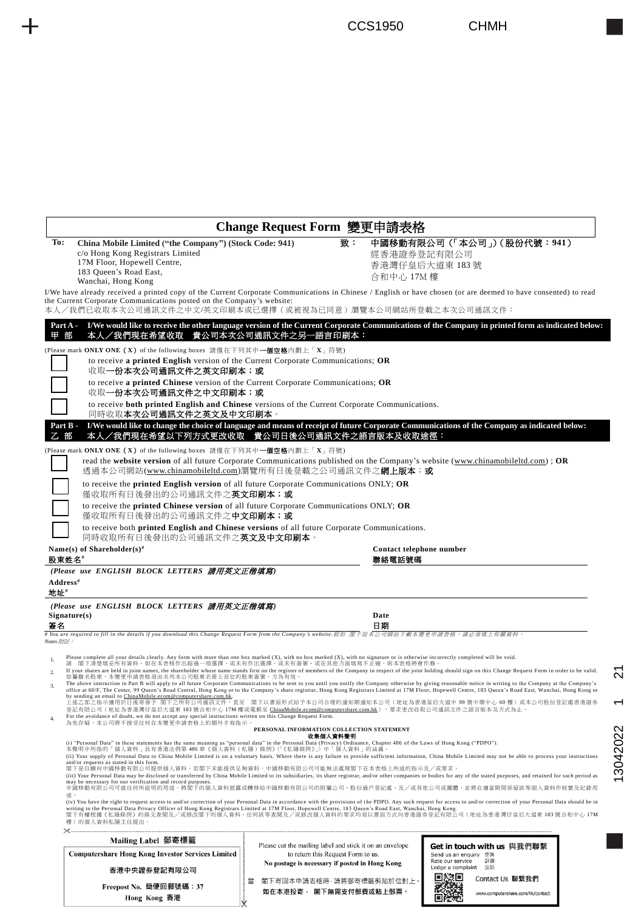# Change Request Form 變更申請表格

**To:** **China Mobile Limited ("the Company") (Stock Code: 941)**
c/o Hong Kong Registrars Limited
17M Floor, Hopewell Centre,
183 Queen's Road East,
Wanchai, Hong Kong

**致：** **中國移動有限公司（「本公司」）（股份代號：941）**
經香港證券登記有限公司
香港灣仔皇后大道東183號
合和中心17M樓

I/We have already received a printed copy of the Current Corporate Communications in Chinese / English or have chosen (or are deemed to have consented) to read the Current Corporate Communications posted on the Company's website:
本人╱我們已收取本次公司通訊文件之中文/英文印刷本或已選擇（或被視為已同意）瀏覽本公司網站所登載之本次公司通訊文件：

**Part A - I/We would like to receive the other language version of the Current Corporate Communications of the Company in printed form as indicated below:**
**甲 部　本人╱我們現在希望收取　貴公司本次公司通訊文件之另一語言印刷本：**

(Please mark **ONLY ONE** (**X**) of the following boxes 請在下列其中**一個空格**內劃上「**X**」符號)

☐ to receive **a printed English** version of the Current Corporate Communications; **OR**
收取**一份本次公司通訊文件之英文印刷本；或**

☐ to receive **a printed Chinese** version of the Current Corporate Communications; **OR**
收取**一份本次公司通訊文件之中文印刷本；或**

☐ to receive **both printed English and Chinese** versions of the Current Corporate Communications.
同時收取**本次公司通訊文件之英文及中文印刷本**。

**Part B - I/We would like to change the choice of language and means of receipt of future Corporate Communications of the Company as indicated below:**
**乙 部　本人╱我們現在希望以下列方式更改收取　貴公司日後公司通訊文件之語言版本及收取途徑：**

(Please mark **ONLY ONE** (**X**) of the following boxes 請在下列其中**一個空格**內劃上「**X**」符號)

☐ read the **website version** of all future Corporate Communications published on the Company's website (www.chinamobileltd.com) ; **OR**
透過本公司網站(www.chinamobileltd.com)瀏覽所有日後登載之公司通訊文件之**網上版本；或**

☐ to receive the **printed English version** of all future Corporate Communications ONLY; **OR**
僅收取所有日後發出的公司通訊文件之**英文印刷本；或**

☐ to receive the **printed Chinese version** of all future Corporate Communications ONLY; **OR**
僅收取所有日後發出的公司通訊文件之**中文印刷本；或**

☐ to receive both **printed English and Chinese versions** of all future Corporate Communications.
同時收取所有日後發出的公司通訊文件之**英文及中文印刷本**。

**Name(s) of Shareholder(s)#**
**股東姓名#**
***(Please use ENGLISH BLOCK LETTERS 請用英文正楷填寫)***

**Contact telephone number**
**聯絡電話號碼**

**Address#**
**地址#**
***(Please use ENGLISH BLOCK LETTERS 請用英文正楷填寫)***

**Signature(s)**
**簽名**

**Date**
**日期**

*# You are required to fill in the details if you download this Change Request Form from the Company's website. 假如 閣下從本公司網站下載本變更申請表格，請必須填上有關資料。*

*Notes 附註：*

1. Please complete all your details clearly. Any form with more than one box marked (X), with no box marked (X), with no signature or is otherwise incorrectly completed will be void.
請 閣下清楚填妥所有資料。如在本表格作出超過一項選擇、或未有作出選擇、或未有簽署、或在其他方面填寫不正確，則本表格將會作廢。
2. If your shares are held in joint names, the shareholder whose name stands first on the register of members of the Company in respect of the joint holding should sign on this Change Request Form in order to be valid.
如屬聯名股東，本變更申請表格須由名列本公司股東名冊上首位的股東簽署，方為有效。
3. The above instruction in Part B will apply to all future Corporate Communications to be sent to you until you notify the Company otherwise by giving reasonable notice in writing to the Company at the Company's office at 60/F, The Center, 99 Queen's Road Central, Hong Kong or to the Company's share registrar, Hong Kong Registrars Limited at 17M Floor, Hopewell Centre, 183 Queen's Road East, Wanchai, Hong Kong or by sending an email to ChinaMobile.ecom@computershare.com.hk.
上述乙部之指示適用於日後寄發予 閣下之所有公司通訊文件，直至 閣下以書面形式給予本公司合理的通知期通知本公司（地址為香港皇后大道中99號中環中心60樓）或本公司股份登記處香港證券登記有限公司（地址為香港灣仔皇后大道東183號合和中心17M樓或電郵至ChinaMobile.ecom@computershare.com.hk），要求更改收取公司通訊文件之語言版本及方式為止。
4. For the avoidance of doubt, we do not accept any special instructions written on this Change Request Form.
為免存疑，本公司將不接受任何在本變更申請表格上的額外手寫指示。

**PERSONAL INFORMATION COLLECTION STATEMENT**
**收集個人資料聲明**

(i) "Personal Data" in these statements has the same meaning as "personal data" in the Personal Data (Privacy) Ordinance, Chapter 486 of the Laws of Hong Kong ("PDPO").
本聲明中所指的「個人資料」具有香港法例第486章《個人資料（私隱）條例》(「《私隱條例》」)中「個人資料」的涵義。

(ii) Your supply of Personal Data to China Mobile Limited is on a voluntary basis. Where there is any failure to provide sufficient information, China Mobile Limited may not be able to process your instructions and/or requests as stated in this form.
閣下是自願向中國移動有限公司提供個人資料，若閣下未能提供足夠資料，中國移動有限公司可能無法處理閣下在本表格上所述的指示及／或要求。

(iii) Your Personal Data may be disclosed or transferred by China Mobile Limited to its subsidiaries, its share registrar, and/or other companies or bodies for any of the stated purposes, and retained for such period as may be necessary for our verification and record purposes.
中國移動有限公司可就任何所說明的用途，將閣下的個人資料披露或轉移給中國移動有限公司的附屬公司、股份過戶登記處、及／或其他公司或團體，並將在適當期間保留該等個人資料作核實及紀錄用途。

(iv) You have the right to request access to and/or correction of your Personal Data in accordance with the provisions of the PDPO. Any such request for access to and/or correction of your Personal Data should be in writing to the Personal Data Privacy Officer of Hong Kong Registrars Limited at 17M Floor, Hopewell Centre, 183 Queen's Road East, Wanchai, Hong Kong.
閣下有權根據《私隱條例》的條文查閱及／或修改閣下的個人資料。任何該等查閱及／或修改個人資料的要求均須以書面方式向香港證券登記有限公司（地址為香港灣仔皇后大道東183號合和中心17M樓）的個人資料私隱主任提出。

**Mailing Label 郵寄標籤**

**Computershare Hong Kong Investor Services Limited**
**香港中央證券登記有限公司**
**Freepost No. 簡便回郵號碼：37**
**Hong Kong 香港**

Please cut the mailing label and stick it on an envelope to return this Request Form to us.
**No postage is necessary if posted in Hong Kong.**

當 閣下寄回本申請表格時，請將郵寄標籤剪貼於信封上。
**如在本港投寄， 閣下無需支付郵費或貼上郵票。**

**Get in touch with us 與我們聯繫**
Send us an enquiry 垂詢
Rate our service 評價
Lodge a complaint 投訴
Contact Us 聯繫我們
www.computershare.com/hk/contact